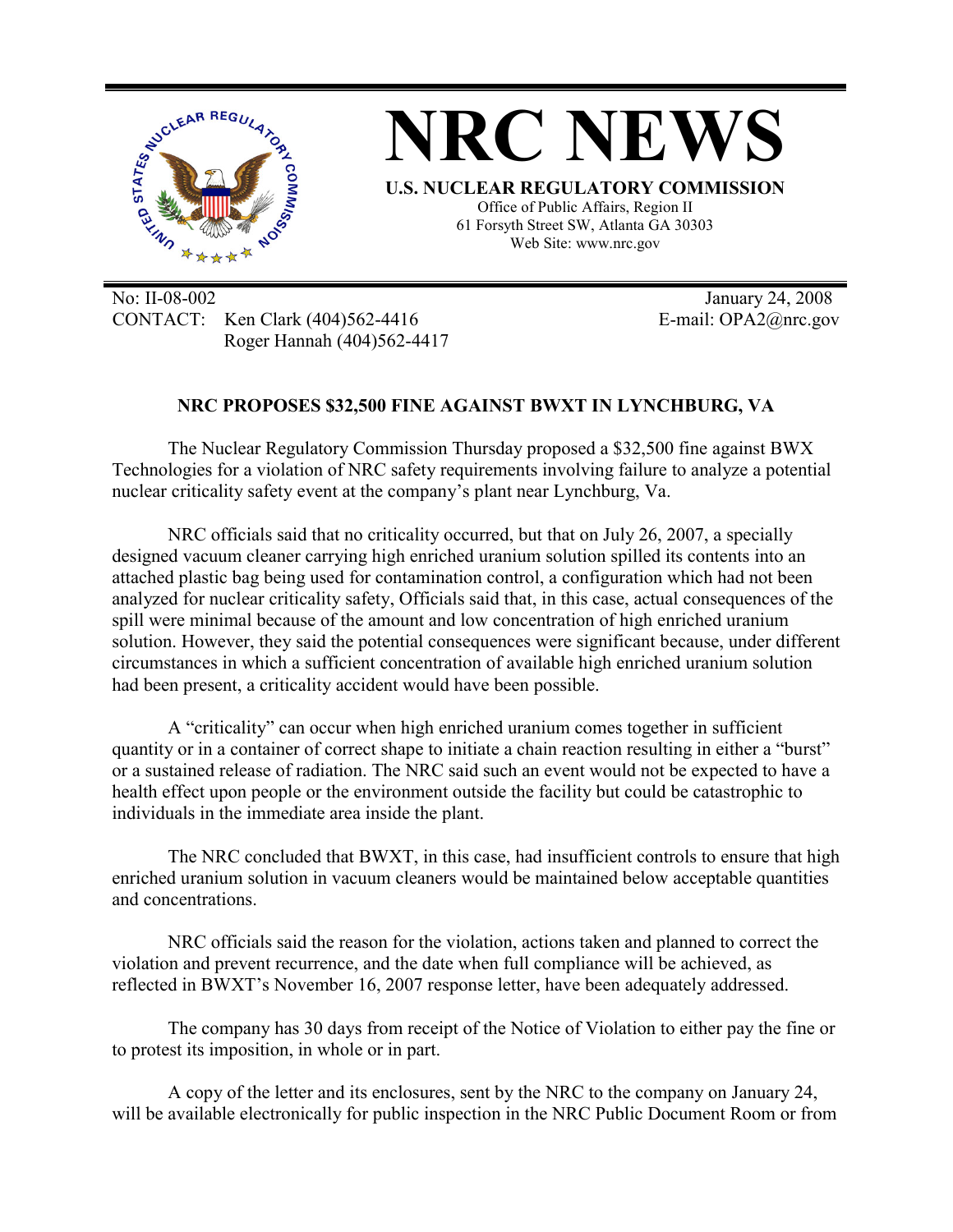# NRC NEWS

**U.S. NUCLEAR REGULATORY COMMISSION**
Office of Public Affairs, Region II
61 Forsyth Street SW, Atlanta GA 30303
Web Site: www.nrc.gov

No: II-08-002
CONTACT: Ken Clark (404)562-4416
Roger Hannah (404)562-4417

January 24, 2008
E-mail: OPA2@nrc.gov

## NRC PROPOSES $32,500 FINE AGAINST BWXT IN LYNCHBURG, VA

The Nuclear Regulatory Commission Thursday proposed a $32,500 fine against BWX Technologies for a violation of NRC safety requirements involving failure to analyze a potential nuclear criticality safety event at the company's plant near Lynchburg, Va.

NRC officials said that no criticality occurred, but that on July 26, 2007, a specially designed vacuum cleaner carrying high enriched uranium solution spilled its contents into an attached plastic bag being used for contamination control, a configuration which had not been analyzed for nuclear criticality safety, Officials said that, in this case, actual consequences of the spill were minimal because of the amount and low concentration of high enriched uranium solution. However, they said the potential consequences were significant because, under different circumstances in which a sufficient concentration of available high enriched uranium solution had been present, a criticality accident would have been possible.

A "criticality" can occur when high enriched uranium comes together in sufficient quantity or in a container of correct shape to initiate a chain reaction resulting in either a "burst" or a sustained release of radiation. The NRC said such an event would not be expected to have a health effect upon people or the environment outside the facility but could be catastrophic to individuals in the immediate area inside the plant.

The NRC concluded that BWXT, in this case, had insufficient controls to ensure that high enriched uranium solution in vacuum cleaners would be maintained below acceptable quantities and concentrations.

NRC officials said the reason for the violation, actions taken and planned to correct the violation and prevent recurrence, and the date when full compliance will be achieved, as reflected in BWXT's November 16, 2007 response letter, have been adequately addressed.

The company has 30 days from receipt of the Notice of Violation to either pay the fine or to protest its imposition, in whole or in part.

A copy of the letter and its enclosures, sent by the NRC to the company on January 24, will be available electronically for public inspection in the NRC Public Document Room or from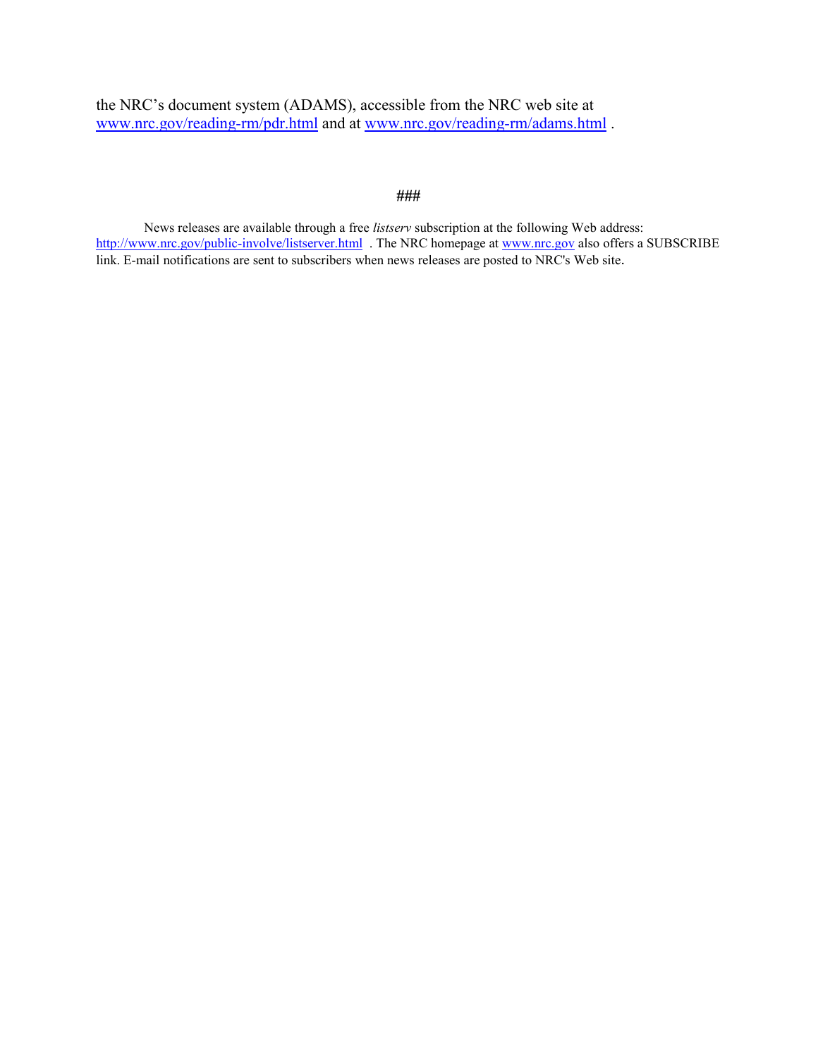the NRC's document system (ADAMS), accessible from the NRC web site at www.nrc.gov/reading-rm/pdr.html and at www.nrc.gov/reading-rm/adams.html .

###

News releases are available through a free *listserv* subscription at the following Web address: http://www.nrc.gov/public-involve/listserver.html . The NRC homepage at www.nrc.gov also offers a SUBSCRIBE link. E-mail notifications are sent to subscribers when news releases are posted to NRC's Web site.